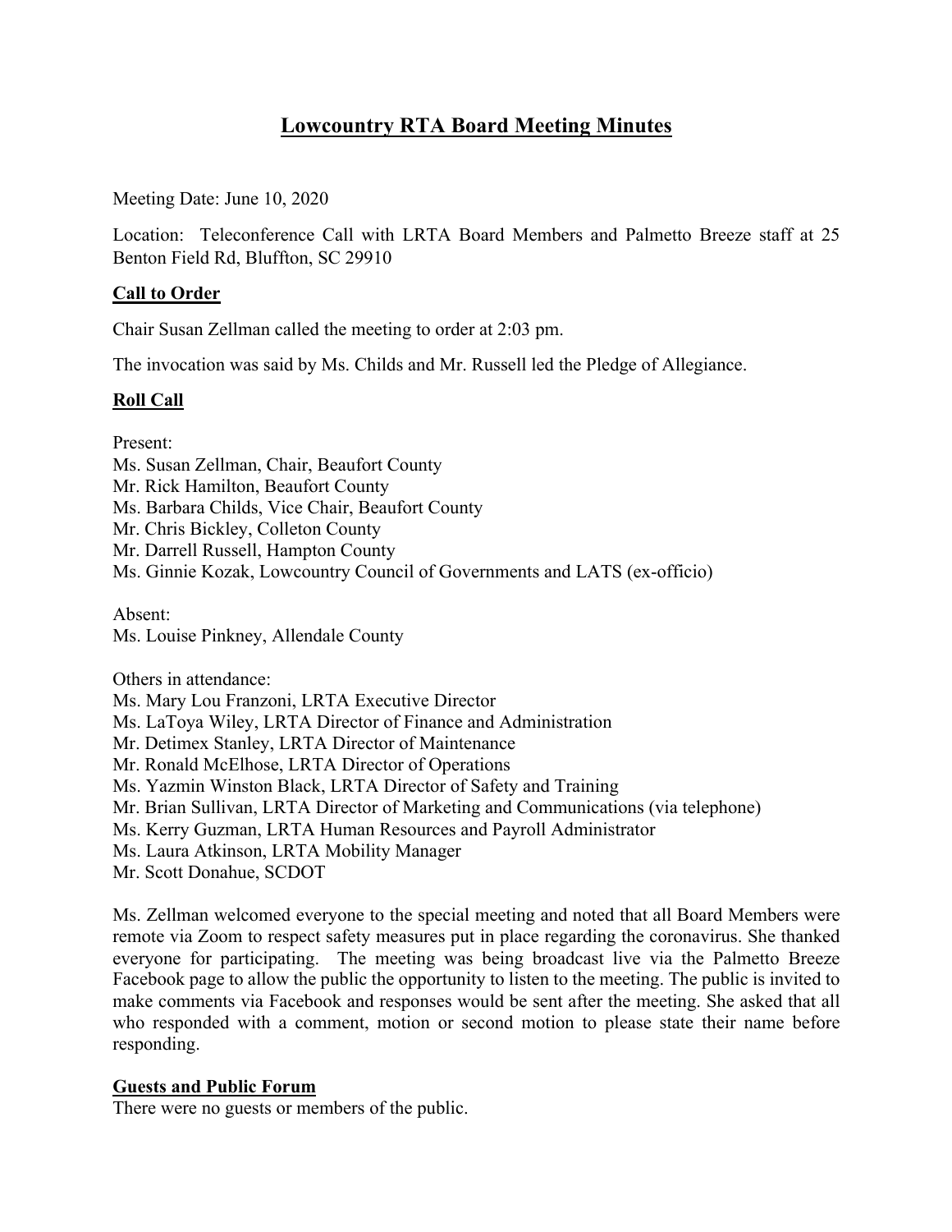# Lowcountry RTA Board Meeting Minutes

Meeting Date: June 10, 2020

Location: Teleconference Call with LRTA Board Members and Palmetto Breeze staff at 25 Benton Field Rd, Bluffton, SC 29910

## Call to Order

Chair Susan Zellman called the meeting to order at 2:03 pm.

The invocation was said by Ms. Childs and Mr. Russell led the Pledge of Allegiance.

## Roll Call

Present:
Ms. Susan Zellman, Chair, Beaufort County
Mr. Rick Hamilton, Beaufort County
Ms. Barbara Childs, Vice Chair, Beaufort County
Mr. Chris Bickley, Colleton County
Mr. Darrell Russell, Hampton County
Ms. Ginnie Kozak, Lowcountry Council of Governments and LATS (ex-officio)

Absent:
Ms. Louise Pinkney, Allendale County

Others in attendance:
Ms. Mary Lou Franzoni, LRTA Executive Director
Ms. LaToya Wiley, LRTA Director of Finance and Administration
Mr. Detimex Stanley, LRTA Director of Maintenance
Mr. Ronald McElhose, LRTA Director of Operations
Ms. Yazmin Winston Black, LRTA Director of Safety and Training
Mr. Brian Sullivan, LRTA Director of Marketing and Communications (via telephone)
Ms. Kerry Guzman, LRTA Human Resources and Payroll Administrator
Ms. Laura Atkinson, LRTA Mobility Manager
Mr. Scott Donahue, SCDOT

Ms. Zellman welcomed everyone to the special meeting and noted that all Board Members were remote via Zoom to respect safety measures put in place regarding the coronavirus. She thanked everyone for participating. The meeting was being broadcast live via the Palmetto Breeze Facebook page to allow the public the opportunity to listen to the meeting. The public is invited to make comments via Facebook and responses would be sent after the meeting. She asked that all who responded with a comment, motion or second motion to please state their name before responding.

## Guests and Public Forum

There were no guests or members of the public.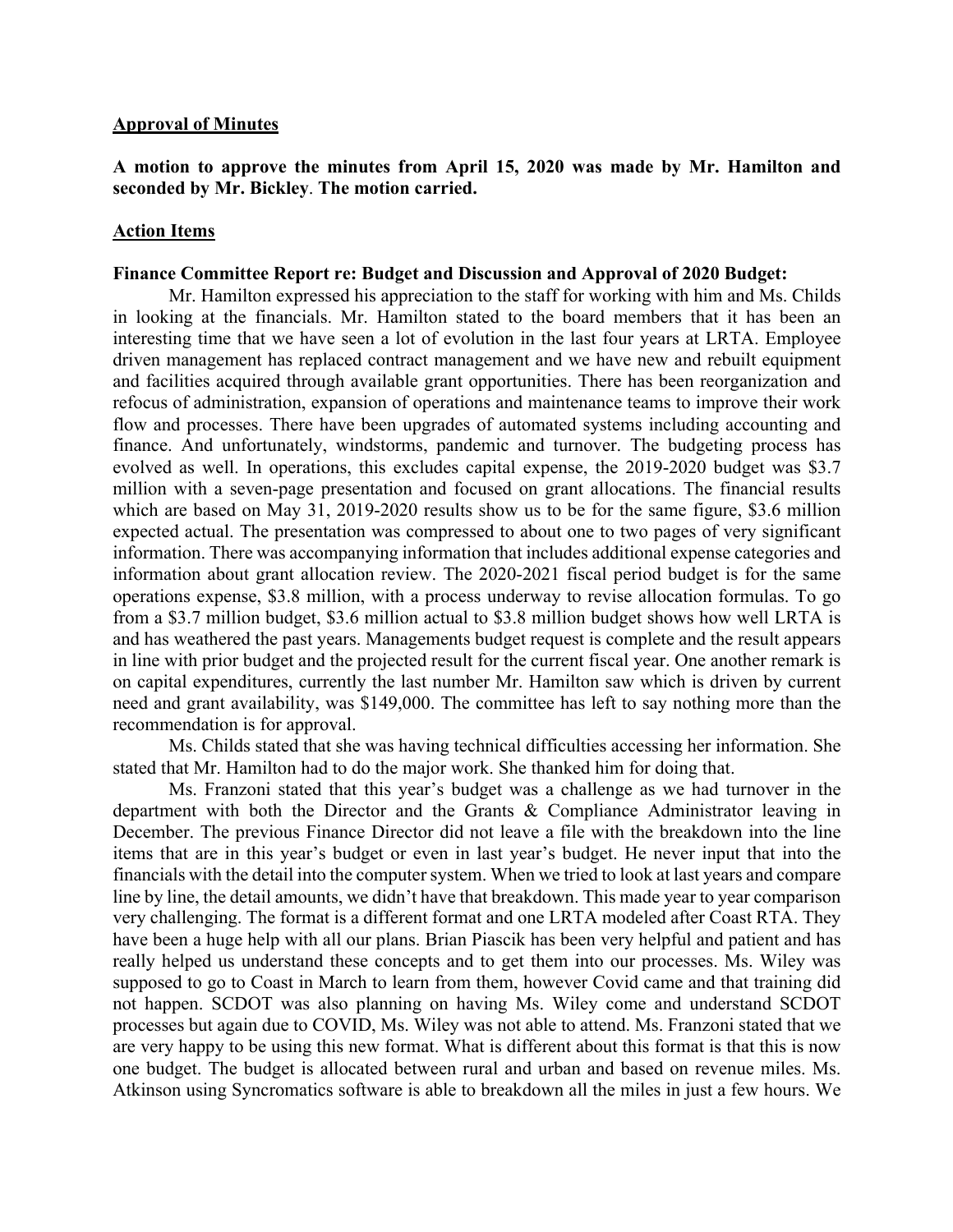**<u>Approval of Minutes</u>**

**A motion to approve the minutes from April 15, 2020 was made by Mr. Hamilton and seconded by Mr. Bickley. The motion carried.**

**<u>Action Items</u>**

**Finance Committee Report re: Budget and Discussion and Approval of 2020 Budget:**

Mr. Hamilton expressed his appreciation to the staff for working with him and Ms. Childs in looking at the financials. Mr. Hamilton stated to the board members that it has been an interesting time that we have seen a lot of evolution in the last four years at LRTA. Employee driven management has replaced contract management and we have new and rebuilt equipment and facilities acquired through available grant opportunities. There has been reorganization and refocus of administration, expansion of operations and maintenance teams to improve their work flow and processes. There have been upgrades of automated systems including accounting and finance. And unfortunately, windstorms, pandemic and turnover. The budgeting process has evolved as well. In operations, this excludes capital expense, the 2019-2020 budget was $3.7 million with a seven-page presentation and focused on grant allocations. The financial results which are based on May 31, 2019-2020 results show us to be for the same figure, $3.6 million expected actual. The presentation was compressed to about one to two pages of very significant information. There was accompanying information that includes additional expense categories and information about grant allocation review. The 2020-2021 fiscal period budget is for the same operations expense, $3.8 million, with a process underway to revise allocation formulas. To go from a $3.7 million budget, $3.6 million actual to $3.8 million budget shows how well LRTA is and has weathered the past years. Managements budget request is complete and the result appears in line with prior budget and the projected result for the current fiscal year. One another remark is on capital expenditures, currently the last number Mr. Hamilton saw which is driven by current need and grant availability, was $149,000. The committee has left to say nothing more than the recommendation is for approval.

Ms. Childs stated that she was having technical difficulties accessing her information. She stated that Mr. Hamilton had to do the major work. She thanked him for doing that.

Ms. Franzoni stated that this year's budget was a challenge as we had turnover in the department with both the Director and the Grants & Compliance Administrator leaving in December. The previous Finance Director did not leave a file with the breakdown into the line items that are in this year's budget or even in last year's budget. He never input that into the financials with the detail into the computer system. When we tried to look at last years and compare line by line, the detail amounts, we didn't have that breakdown. This made year to year comparison very challenging. The format is a different format and one LRTA modeled after Coast RTA. They have been a huge help with all our plans. Brian Piascik has been very helpful and patient and has really helped us understand these concepts and to get them into our processes. Ms. Wiley was supposed to go to Coast in March to learn from them, however Covid came and that training did not happen. SCDOT was also planning on having Ms. Wiley come and understand SCDOT processes but again due to COVID, Ms. Wiley was not able to attend. Ms. Franzoni stated that we are very happy to be using this new format. What is different about this format is that this is now one budget. The budget is allocated between rural and urban and based on revenue miles. Ms. Atkinson using Syncromatics software is able to breakdown all the miles in just a few hours. We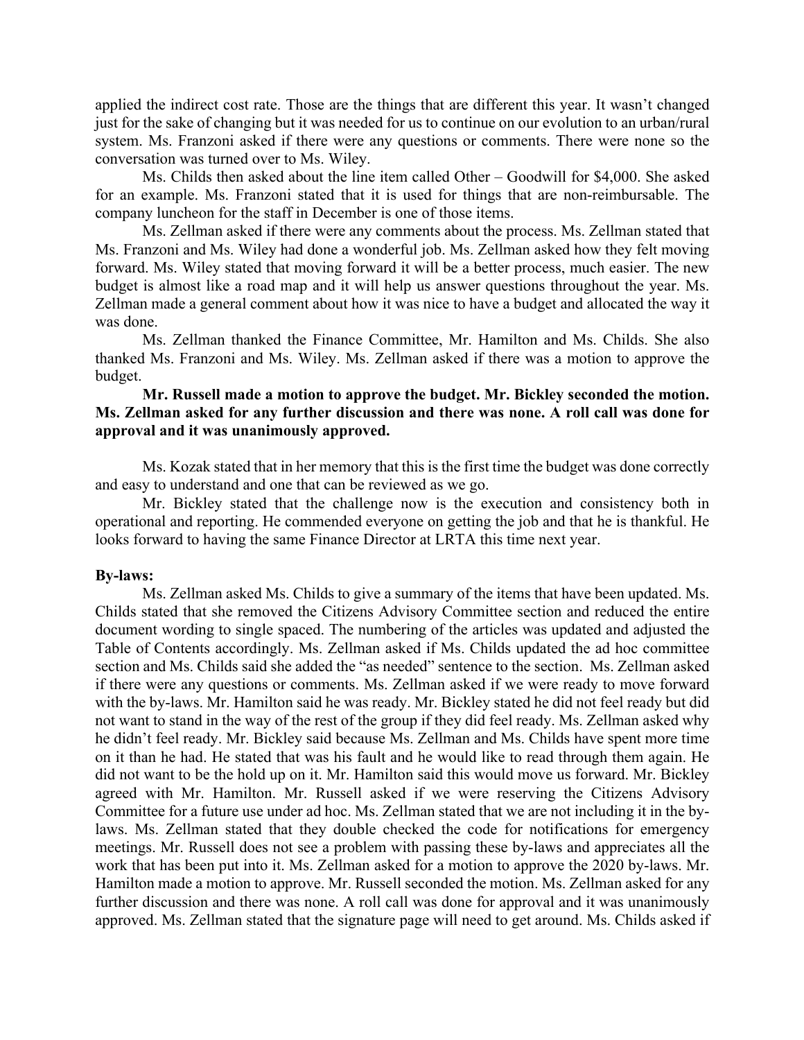applied the indirect cost rate. Those are the things that are different this year. It wasn't changed just for the sake of changing but it was needed for us to continue on our evolution to an urban/rural system. Ms. Franzoni asked if there were any questions or comments. There were none so the conversation was turned over to Ms. Wiley.

Ms. Childs then asked about the line item called Other – Goodwill for $4,000. She asked for an example. Ms. Franzoni stated that it is used for things that are non-reimbursable. The company luncheon for the staff in December is one of those items.

Ms. Zellman asked if there were any comments about the process. Ms. Zellman stated that Ms. Franzoni and Ms. Wiley had done a wonderful job. Ms. Zellman asked how they felt moving forward. Ms. Wiley stated that moving forward it will be a better process, much easier. The new budget is almost like a road map and it will help us answer questions throughout the year. Ms. Zellman made a general comment about how it was nice to have a budget and allocated the way it was done.

Ms. Zellman thanked the Finance Committee, Mr. Hamilton and Ms. Childs. She also thanked Ms. Franzoni and Ms. Wiley. Ms. Zellman asked if there was a motion to approve the budget.

**Mr. Russell made a motion to approve the budget. Mr. Bickley seconded the motion. Ms. Zellman asked for any further discussion and there was none. A roll call was done for approval and it was unanimously approved.**

Ms. Kozak stated that in her memory that this is the first time the budget was done correctly and easy to understand and one that can be reviewed as we go.

Mr. Bickley stated that the challenge now is the execution and consistency both in operational and reporting. He commended everyone on getting the job and that he is thankful. He looks forward to having the same Finance Director at LRTA this time next year.

**By-laws:**

Ms. Zellman asked Ms. Childs to give a summary of the items that have been updated. Ms. Childs stated that she removed the Citizens Advisory Committee section and reduced the entire document wording to single spaced. The numbering of the articles was updated and adjusted the Table of Contents accordingly. Ms. Zellman asked if Ms. Childs updated the ad hoc committee section and Ms. Childs said she added the "as needed" sentence to the section. Ms. Zellman asked if there were any questions or comments. Ms. Zellman asked if we were ready to move forward with the by-laws. Mr. Hamilton said he was ready. Mr. Bickley stated he did not feel ready but did not want to stand in the way of the rest of the group if they did feel ready. Ms. Zellman asked why he didn't feel ready. Mr. Bickley said because Ms. Zellman and Ms. Childs have spent more time on it than he had. He stated that was his fault and he would like to read through them again. He did not want to be the hold up on it. Mr. Hamilton said this would move us forward. Mr. Bickley agreed with Mr. Hamilton. Mr. Russell asked if we were reserving the Citizens Advisory Committee for a future use under ad hoc. Ms. Zellman stated that we are not including it in the by-laws. Ms. Zellman stated that they double checked the code for notifications for emergency meetings. Mr. Russell does not see a problem with passing these by-laws and appreciates all the work that has been put into it. Ms. Zellman asked for a motion to approve the 2020 by-laws. Mr. Hamilton made a motion to approve. Mr. Russell seconded the motion. Ms. Zellman asked for any further discussion and there was none. A roll call was done for approval and it was unanimously approved. Ms. Zellman stated that the signature page will need to get around. Ms. Childs asked if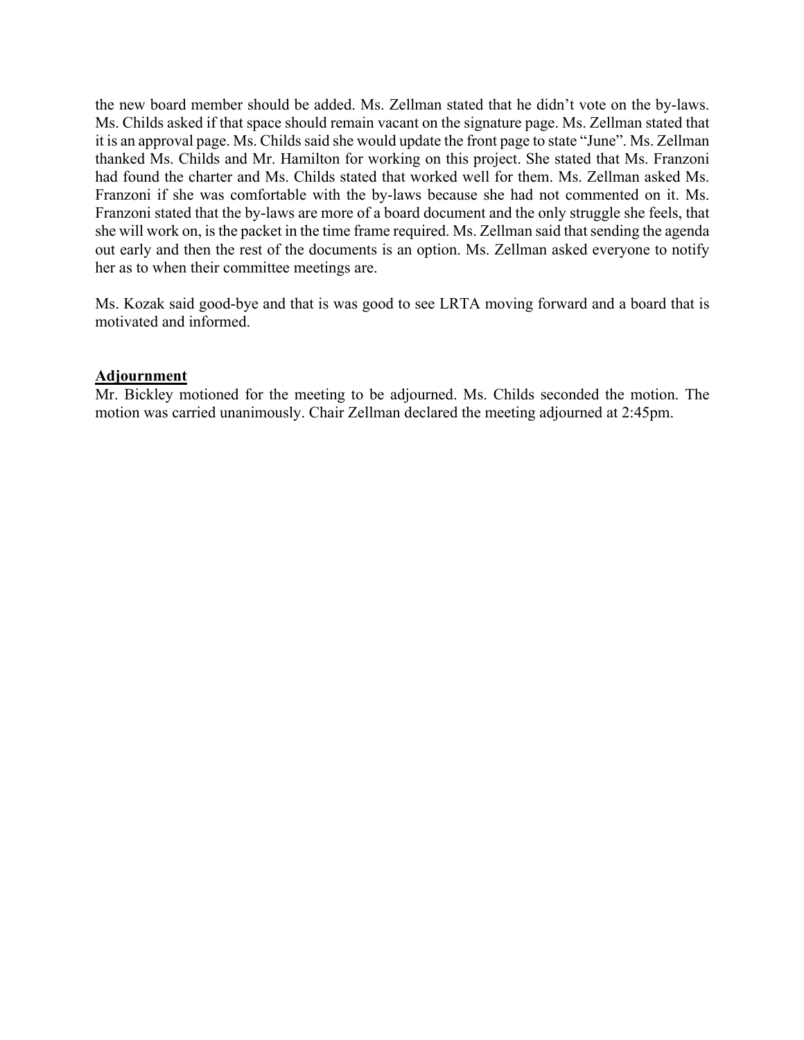the new board member should be added. Ms. Zellman stated that he didn't vote on the by-laws. Ms. Childs asked if that space should remain vacant on the signature page. Ms. Zellman stated that it is an approval page. Ms. Childs said she would update the front page to state "June". Ms. Zellman thanked Ms. Childs and Mr. Hamilton for working on this project. She stated that Ms. Franzoni had found the charter and Ms. Childs stated that worked well for them. Ms. Zellman asked Ms. Franzoni if she was comfortable with the by-laws because she had not commented on it. Ms. Franzoni stated that the by-laws are more of a board document and the only struggle she feels, that she will work on, is the packet in the time frame required. Ms. Zellman said that sending the agenda out early and then the rest of the documents is an option. Ms. Zellman asked everyone to notify her as to when their committee meetings are.

Ms. Kozak said good-bye and that is was good to see LRTA moving forward and a board that is motivated and informed.

**Adjournment**

Mr. Bickley motioned for the meeting to be adjourned. Ms. Childs seconded the motion. The motion was carried unanimously. Chair Zellman declared the meeting adjourned at 2:45pm.